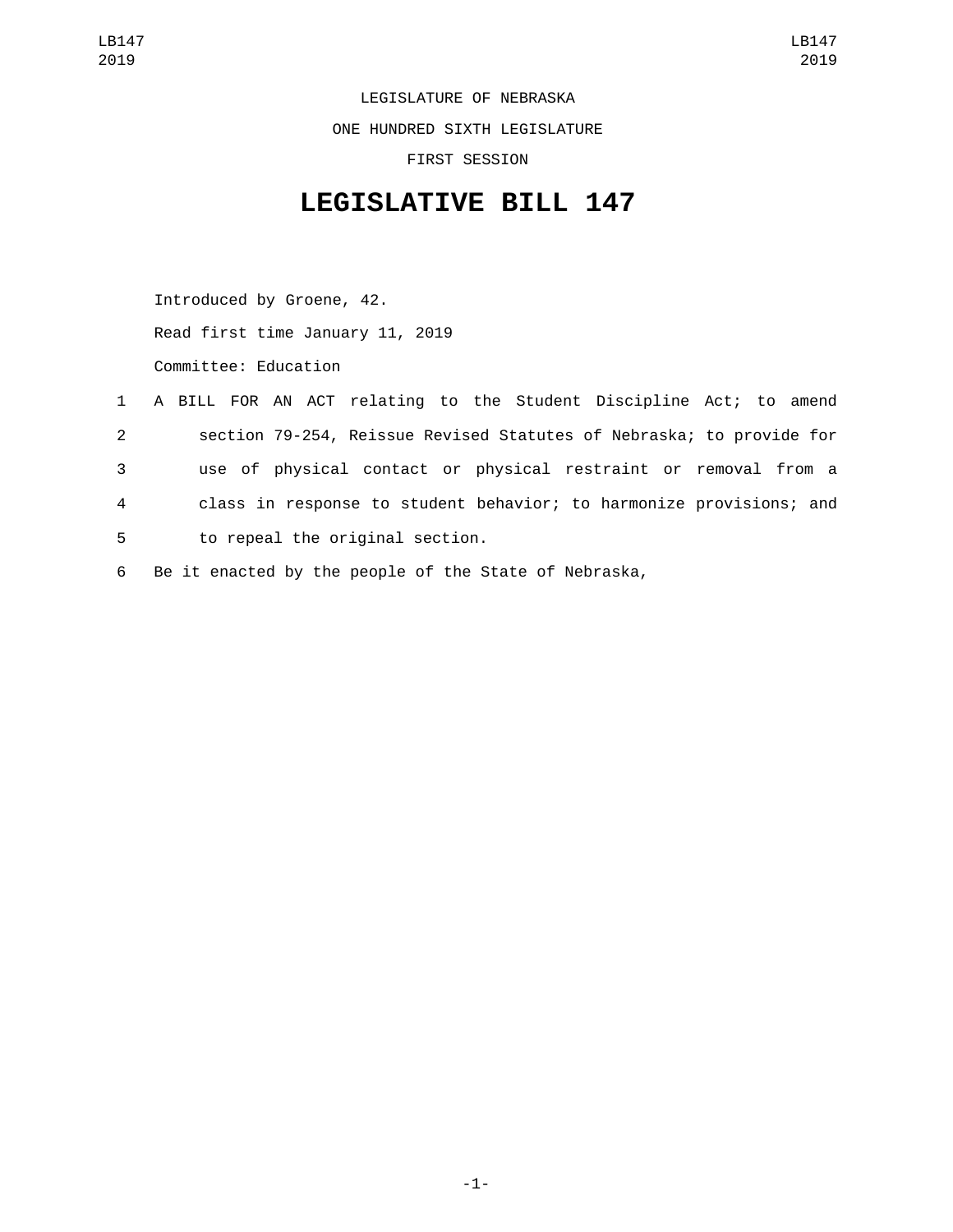LEGISLATURE OF NEBRASKA

ONE HUNDRED SIXTH LEGISLATURE

FIRST SESSION

# LEGISLATIVE BILL 147

Introduced by Groene, 42.

Read first time January 11, 2019

Committee: Education

A BILL FOR AN ACT relating to the Student Discipline Act; to amend section 79-254, Reissue Revised Statutes of Nebraska; to provide for use of physical contact or physical restraint or removal from a class in response to student behavior; to harmonize provisions; and to repeal the original section.

Be it enacted by the people of the State of Nebraska,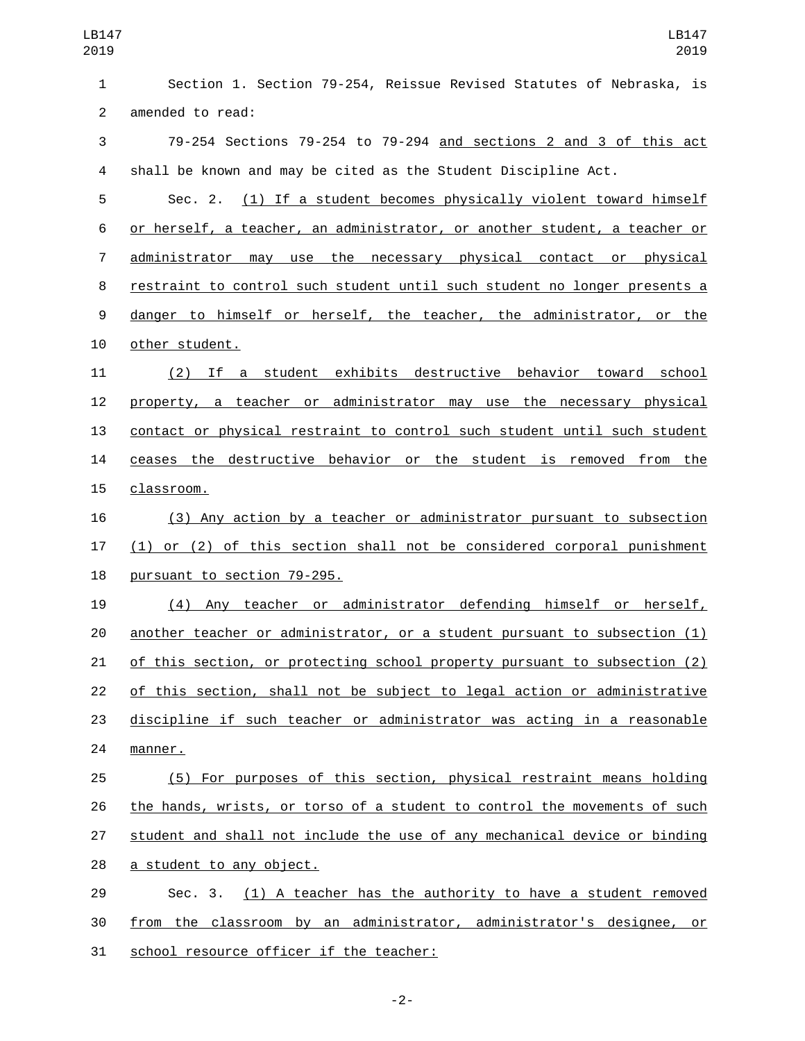Section 1. Section 79-254, Reissue Revised Statutes of Nebraska, is amended to read:

79-254 Sections 79-254 to 79-294 <u>and sections 2 and 3 of this act</u> shall be known and may be cited as the Student Discipline Act.

Sec. 2. <u>(1) If a student becomes physically violent toward himself or herself, a teacher, an administrator, or another student, a teacher or administrator may use the necessary physical contact or physical restraint to control such student until such student no longer presents a danger to himself or herself, the teacher, the administrator, or the other student.</u>

<u>(2) If a student exhibits destructive behavior toward school property, a teacher or administrator may use the necessary physical contact or physical restraint to control such student until such student ceases the destructive behavior or the student is removed from the classroom.</u>

<u>(3) Any action by a teacher or administrator pursuant to subsection (1) or (2) of this section shall not be considered corporal punishment pursuant to section 79-295.</u>

<u>(4) Any teacher or administrator defending himself or herself, another teacher or administrator, or a student pursuant to subsection (1) of this section, or protecting school property pursuant to subsection (2) of this section, shall not be subject to legal action or administrative discipline if such teacher or administrator was acting in a reasonable manner.</u>

<u>(5) For purposes of this section, physical restraint means holding the hands, wrists, or torso of a student to control the movements of such student and shall not include the use of any mechanical device or binding a student to any object.</u>

Sec. 3. <u>(1) A teacher has the authority to have a student removed from the classroom by an administrator, administrator's designee, or school resource officer if the teacher:</u>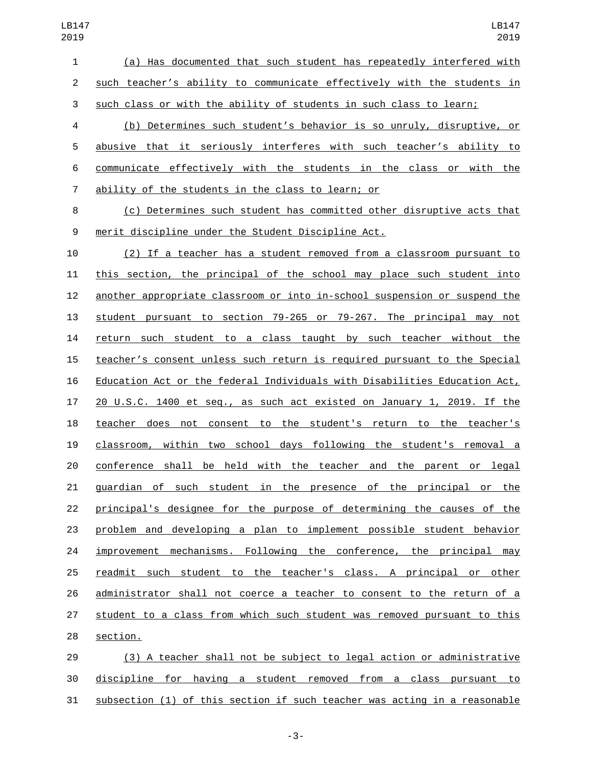(a) Has documented that such student has repeatedly interfered with such teacher's ability to communicate effectively with the students in such class or with the ability of students in such class to learn;

(b) Determines such student's behavior is so unruly, disruptive, or abusive that it seriously interferes with such teacher's ability to communicate effectively with the students in the class or with the ability of the students in the class to learn; or

(c) Determines such student has committed other disruptive acts that merit discipline under the Student Discipline Act.

(2) If a teacher has a student removed from a classroom pursuant to this section, the principal of the school may place such student into another appropriate classroom or into in-school suspension or suspend the student pursuant to section 79-265 or 79-267. The principal may not return such student to a class taught by such teacher without the teacher's consent unless such return is required pursuant to the Special Education Act or the federal Individuals with Disabilities Education Act, 20 U.S.C. 1400 et seq., as such act existed on January 1, 2019. If the teacher does not consent to the student's return to the teacher's classroom, within two school days following the student's removal a conference shall be held with the teacher and the parent or legal guardian of such student in the presence of the principal or the principal's designee for the purpose of determining the causes of the problem and developing a plan to implement possible student behavior improvement mechanisms. Following the conference, the principal may readmit such student to the teacher's class. A principal or other administrator shall not coerce a teacher to consent to the return of a student to a class from which such student was removed pursuant to this section.

(3) A teacher shall not be subject to legal action or administrative discipline for having a student removed from a class pursuant to subsection (1) of this section if such teacher was acting in a reasonable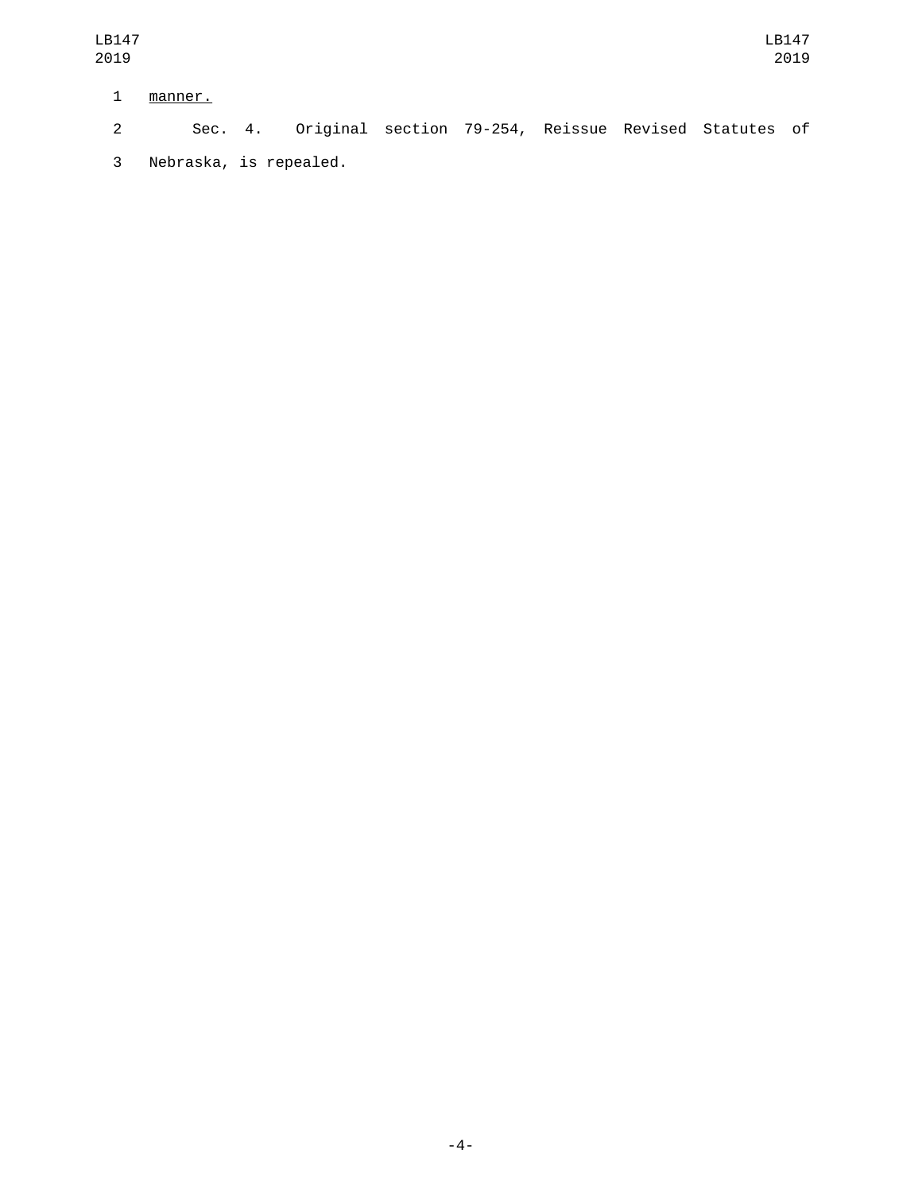manner.

Sec. 4. Original section 79-254, Reissue Revised Statutes of Nebraska, is repealed.